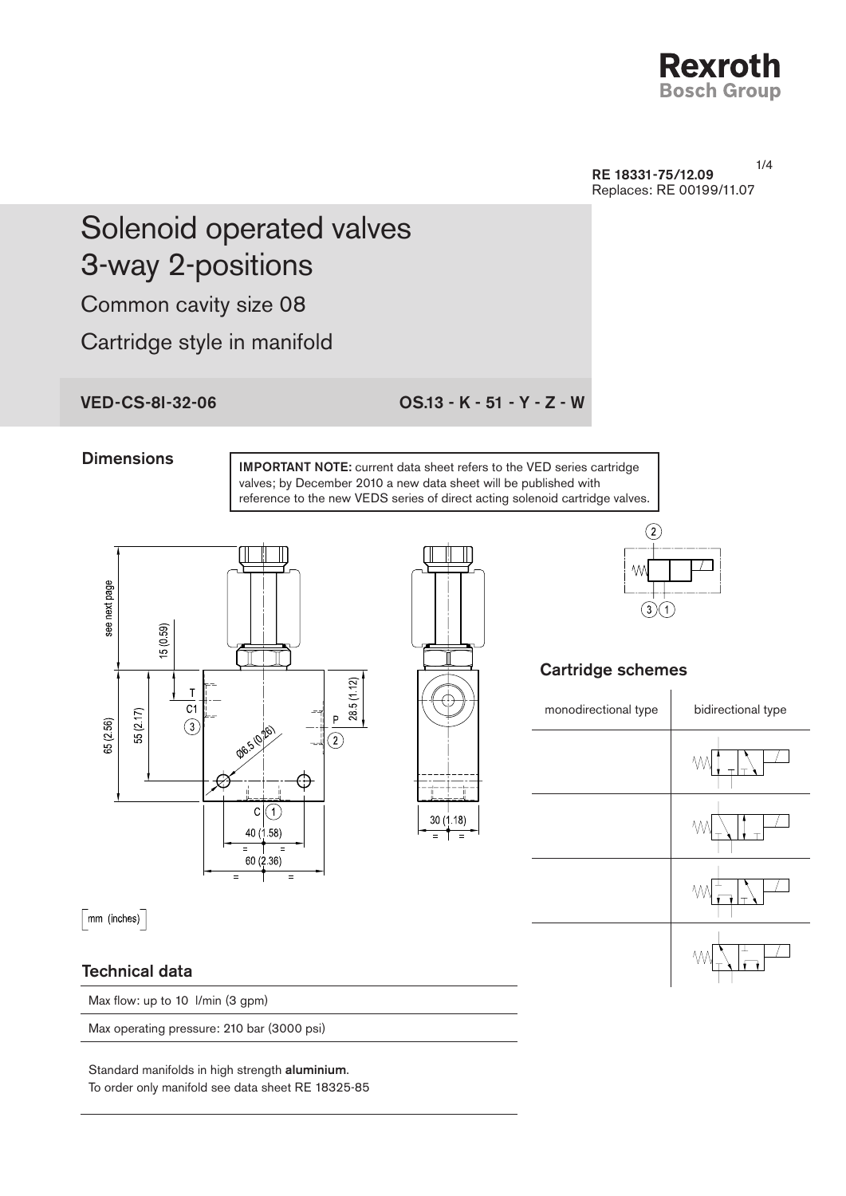RE 18331-75/12.09
Replaces: RE 00199/11.07

# Solenoid operated valves 3-way 2-positions

## Common cavity size 08

## Cartridge style in manifold

**VED-CS-8I-32-06** **OS.13 - K - 51 - Y - Z - W**

### Dimensions

**IMPORTANT NOTE:** current data sheet refers to the VED series cartridge valves; by December 2010 a new data sheet will be published with reference to the new VEDS series of direct acting solenoid cartridge valves.

### Cartridge schemes

| monodirectional type | bidirectional type |
|---|---|
| | |
| | |
| | |
| | |

### Technical data

Max flow: up to 10 l/min (3 gpm)

Max operating pressure: 210 bar (3000 psi)

Standard manifolds in high strength **aluminium**.
To order only manifold see data sheet RE 18325-85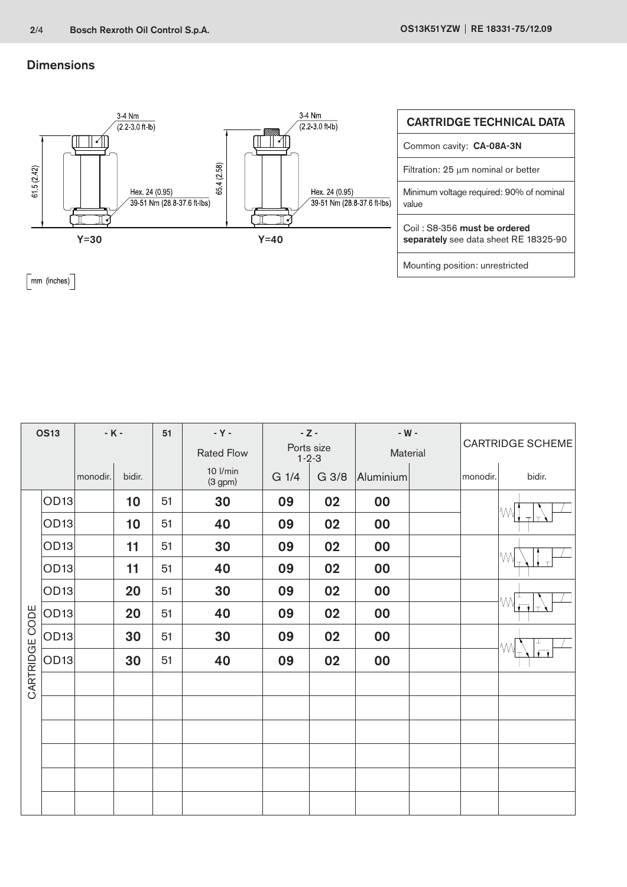## Dimensions

Y=30: 61.5 (2.42); 3-4 Nm (2.2-3.0 ft-lb); Hex. 24 (0.95) 39-51 Nm (28.8-37.6 ft-lbs)

Y=40: 65.4 (2.58); 3-4 Nm (2.2-3.0 ft-lb); Hex. 24 (0.95) 39-51 Nm (28.8-37.6 ft-lbs)

mm (inches)

| CARTRIDGE TECHNICAL DATA |
|---|
| Common cavity: **CA-08A-3N** |
| Filtration: 25 µm nominal or better |
| Minimum voltage required: 90% of nominal value |
| Coil : S8-356 **must be ordered separately** see data sheet RE 18325-90 |
| Mounting position: unrestricted |

| OS13 | | - K - | | 51 | - Y - | - Z - | | - W - | | CARTRIDGE SCHEME | |
|---|---|---|---|---|---|---|---|---|---|---|---|
| | | | | | Rated Flow | Ports size 1-2-3 | | Material | | | |
| | | monodir. | bidir. | | 10 l/min (3 gpm) | G 1/4 | G 3/8 | Aluminium | | monodir. | bidir. |
| CARTRIDGE CODE | OD13 | | **10** | 51 | **30** | **09** | **02** | **00** | | | |
| | OD13 | | **10** | 51 | **40** | **09** | **02** | **00** | | | |
| | OD13 | | **11** | 51 | **30** | **09** | **02** | **00** | | | |
| | OD13 | | **11** | 51 | **40** | **09** | **02** | **00** | | | |
| | OD13 | | **20** | 51 | **30** | **09** | **02** | **00** | | | |
| | OD13 | | **20** | 51 | **40** | **09** | **02** | **00** | | | |
| | OD13 | | **30** | 51 | **30** | **09** | **02** | **00** | | | |
| | OD13 | | **30** | 51 | **40** | **09** | **02** | **00** | | | |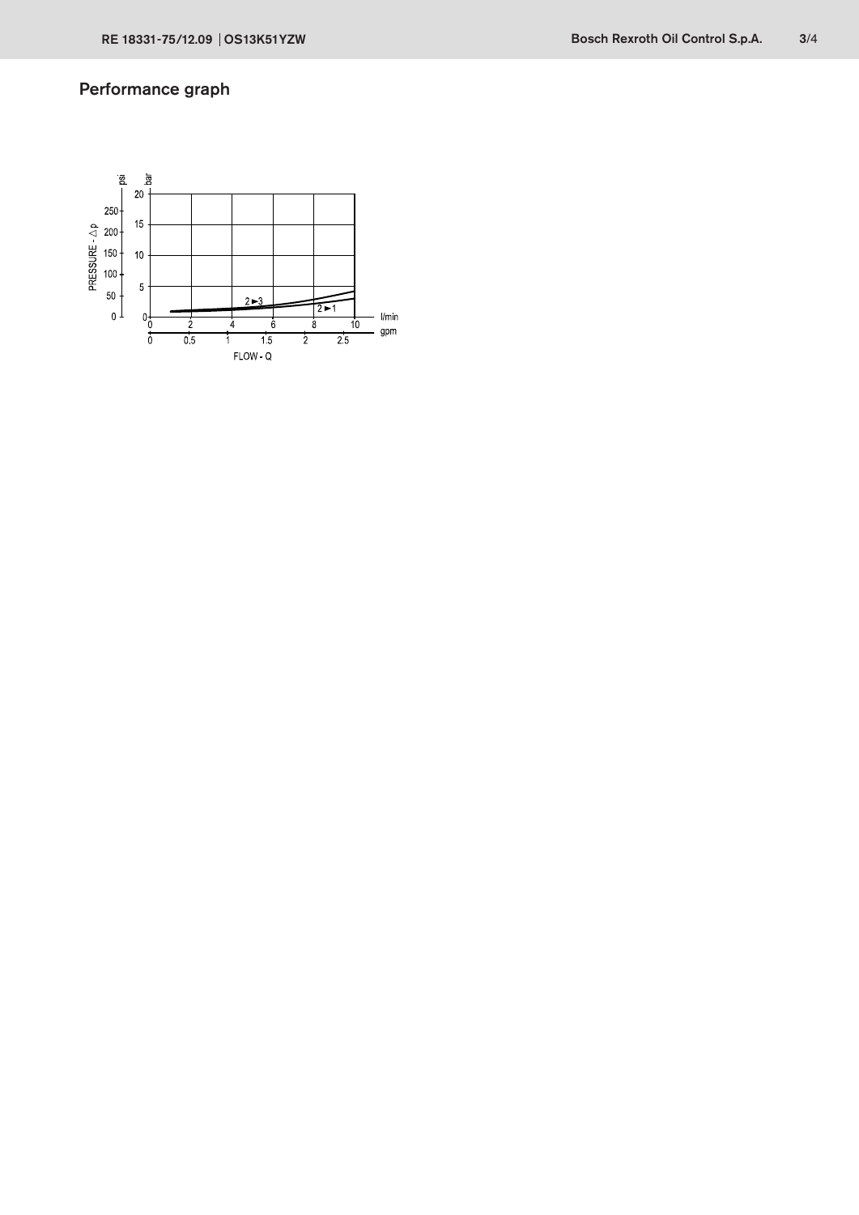## Performance graph

PRESSURE - Δp

psi: 0, 50, 100, 150, 200, 250

bar: 0, 5, 10, 15, 20

2 ► 3

2 ► 1

l/min: 0, 2, 4, 6, 8, 10

gpm: 0, 0.5, 1, 1.5, 2, 2.5

FLOW - Q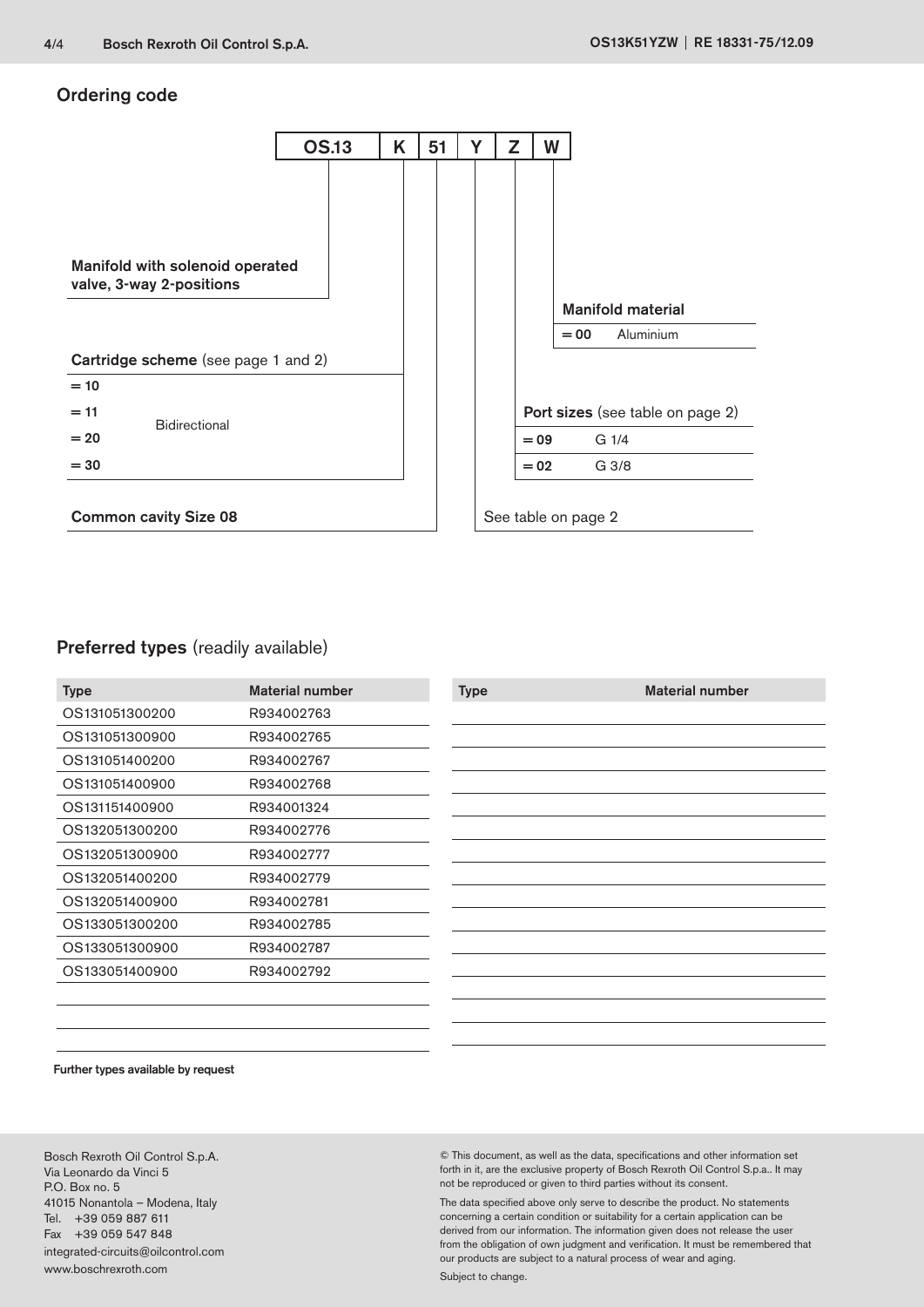## Ordering code

| OS.13 | K | 51 | Y | Z | W |
|---|---|---|---|---|---|

**Manifold with solenoid operated valve, 3-way 2-positions** (OS.13)

**Cartridge scheme** (see page 1 and 2) (K)

| | |
|---|---|
| = 10 | Bidirectional |
| = 11 | |
| = 20 | |
| = 30 | |

**Common cavity Size 08** (51)

See table on page 2 (Y)

**Port sizes** (see table on page 2) (Z)

| | |
|---|---|
| = 09 | G 1/4 |
| = 02 | G 3/8 |

**Manifold material** (W)

| | |
|---|---|
| = 00 | Aluminium |

## Preferred types (readily available)

| Type | Material number |
|---|---|
| OS131051300200 | R934002763 |
| OS131051300900 | R934002765 |
| OS131051400200 | R934002767 |
| OS131051400900 | R934002768 |
| OS131151400900 | R934001324 |
| OS132051300200 | R934002776 |
| OS132051300900 | R934002777 |
| OS132051400200 | R934002779 |
| OS132051400900 | R934002781 |
| OS133051300200 | R934002785 |
| OS133051300900 | R934002787 |
| OS133051400900 | R934002792 |

**Further types available by request**

Bosch Rexroth Oil Control S.p.A.
Via Leonardo da Vinci 5
P.O. Box no. 5
41015 Nonantola – Modena, Italy
Tel. +39 059 887 611
Fax +39 059 547 848
integrated-circuits@oilcontrol.com
www.boschrexroth.com

© This document, as well as the data, specifications and other information set forth in it, are the exclusive property of Bosch Rexroth Oil Control S.p.a.. It may not be reproduced or given to third parties without its consent.

The data specified above only serve to describe the product. No statements concerning a certain condition or suitability for a certain application can be derived from our information. The information given does not release the user from the obligation of own judgment and verification. It must be remembered that our products are subject to a natural process of wear and aging.

Subject to change.